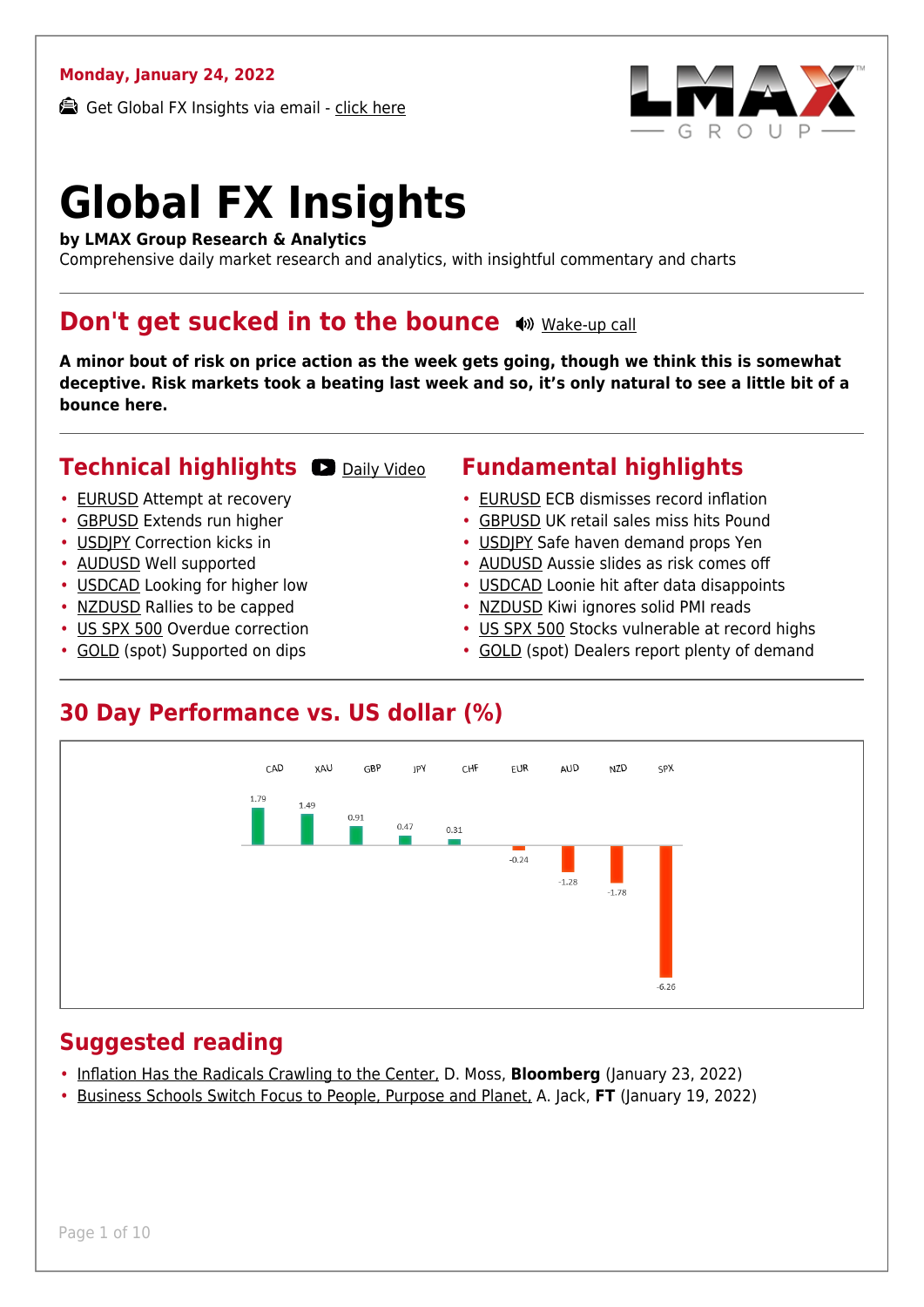**Monday, January 24, 2022**

Get Global FX Insights via email - click here

# Global FX Insights

**by LMAX Group Research & Analytics**
Comprehensive daily market research and analytics, with insightful commentary and charts

## Don't get sucked in to the bounce

Wake-up call

**A minor bout of risk on price action as the week gets going, though we think this is somewhat deceptive. Risk markets took a beating last week and so, it's only natural to see a little bit of a bounce here.**

## Technical highlights

Daily Video

- EURUSD Attempt at recovery
- GBPUSD Extends run higher
- USDJPY Correction kicks in
- AUDUSD Well supported
- USDCAD Looking for higher low
- NZDUSD Rallies to be capped
- US SPX 500 Overdue correction
- GOLD (spot) Supported on dips

## Fundamental highlights

- EURUSD ECB dismisses record inflation
- GBPUSD UK retail sales miss hits Pound
- USDJPY Safe haven demand props Yen
- AUDUSD Aussie slides as risk comes off
- USDCAD Loonie hit after data disappoints
- NZDUSD Kiwi ignores solid PMI reads
- US SPX 500 Stocks vulnerable at record highs
- GOLD (spot) Dealers report plenty of demand

## 30 Day Performance vs. US dollar (%)

| CAD | XAU | GBP | JPY | CHF | EUR | AUD | NZD | SPX |
|---|---|---|---|---|---|---|---|---|
| 1.79 | 1.49 | 0.91 | 0.47 | 0.31 | -0.24 | -1.28 | -1.78 | -6.26 |

## Suggested reading

- Inflation Has the Radicals Crawling to the Center, D. Moss, **Bloomberg** (January 23, 2022)
- Business Schools Switch Focus to People, Purpose and Planet, A. Jack, **FT** (January 19, 2022)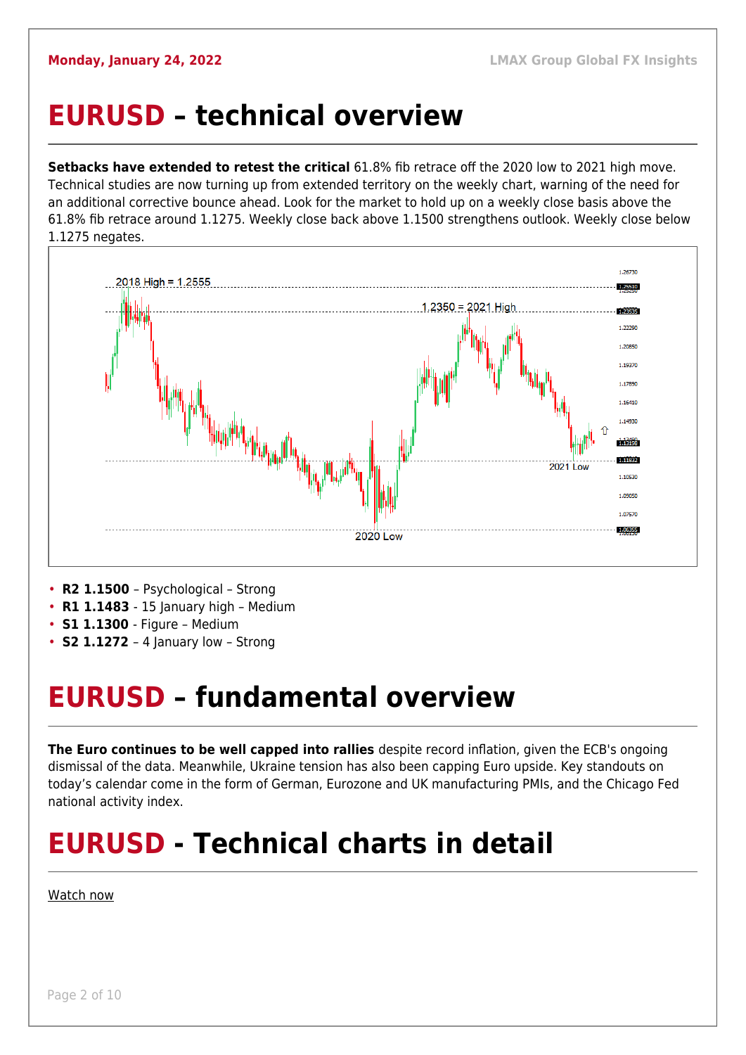# EURUSD – technical overview

**Setbacks have extended to retest the critical** 61.8% fib retrace off the 2020 low to 2021 high move. Technical studies are now turning up from extended territory on the weekly chart, warning of the need for an additional corrective bounce ahead. Look for the market to hold up on a weekly close basis above the 61.8% fib retrace around 1.1275. Weekly close back above 1.1500 strengthens outlook. Weekly close below 1.1275 negates.

- **R2 1.1500** – Psychological – Strong
- **R1 1.1483** - 15 January high – Medium
- **S1 1.1300** - Figure – Medium
- **S2 1.1272** – 4 January low – Strong

# EURUSD – fundamental overview

**The Euro continues to be well capped into rallies** despite record inflation, given the ECB's ongoing dismissal of the data. Meanwhile, Ukraine tension has also been capping Euro upside. Key standouts on today's calendar come in the form of German, Eurozone and UK manufacturing PMIs, and the Chicago Fed national activity index.

# EURUSD - Technical charts in detail

Watch now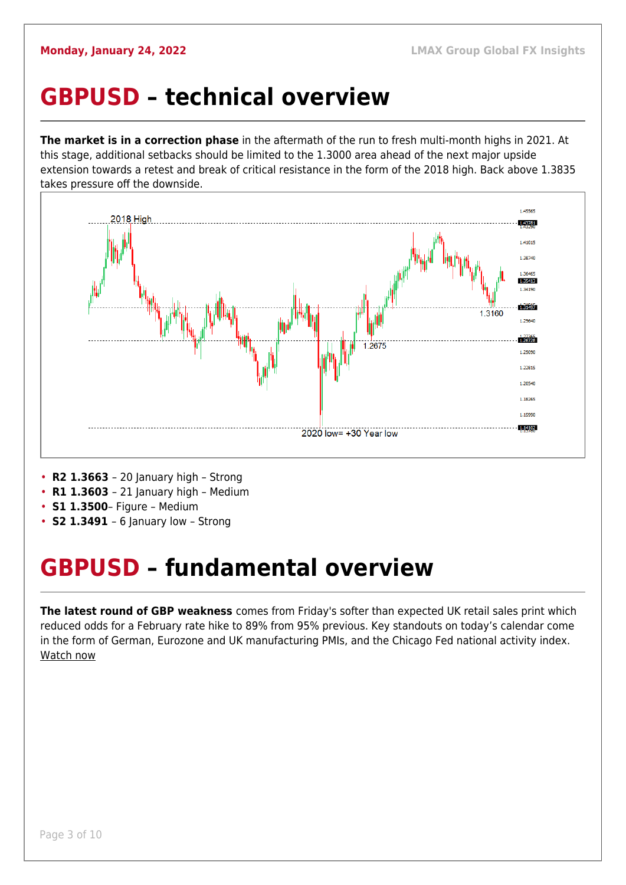# GBPUSD – technical overview

**The market is in a correction phase** in the aftermath of the run to fresh multi-month highs in 2021. At this stage, additional setbacks should be limited to the 1.3000 area ahead of the next major upside extension towards a retest and break of critical resistance in the form of the 2018 high. Back above 1.3835 takes pressure off the downside.

- **R2 1.3663** – 20 January high – Strong
- **R1 1.3603** – 21 January high – Medium
- **S1 1.3500**– Figure – Medium
- **S2 1.3491** – 6 January low – Strong

# GBPUSD – fundamental overview

**The latest round of GBP weakness** comes from Friday's softer than expected UK retail sales print which reduced odds for a February rate hike to 89% from 95% previous. Key standouts on today's calendar come in the form of German, Eurozone and UK manufacturing PMIs, and the Chicago Fed national activity index. Watch now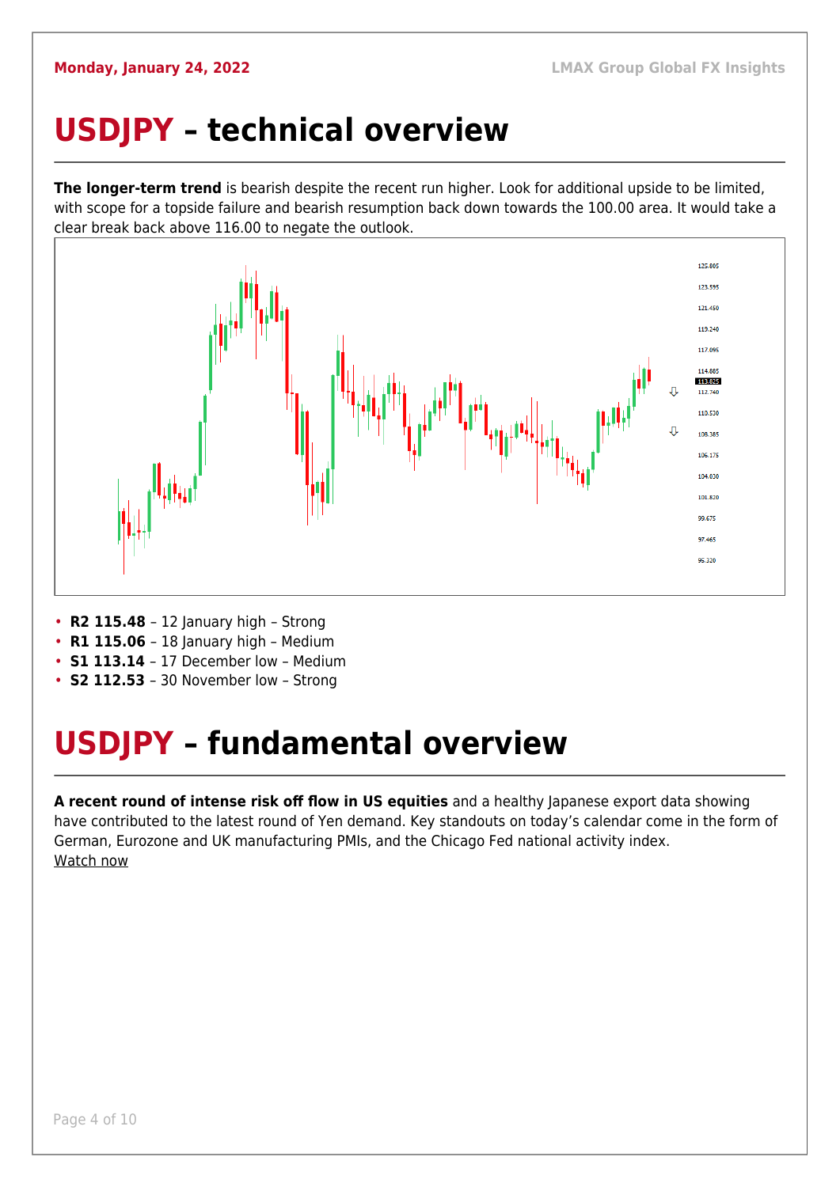# USDJPY – technical overview

**The longer-term trend** is bearish despite the recent run higher. Look for additional upside to be limited, with scope for a topside failure and bearish resumption back down towards the 100.00 area. It would take a clear break back above 116.00 to negate the outlook.

- **R2 115.48** – 12 January high – Strong
- **R1 115.06** – 18 January high – Medium
- **S1 113.14** – 17 December low – Medium
- **S2 112.53** – 30 November low – Strong

# USDJPY – fundamental overview

**A recent round of intense risk off flow in US equities** and a healthy Japanese export data showing have contributed to the latest round of Yen demand. Key standouts on today's calendar come in the form of German, Eurozone and UK manufacturing PMIs, and the Chicago Fed national activity index.
Watch now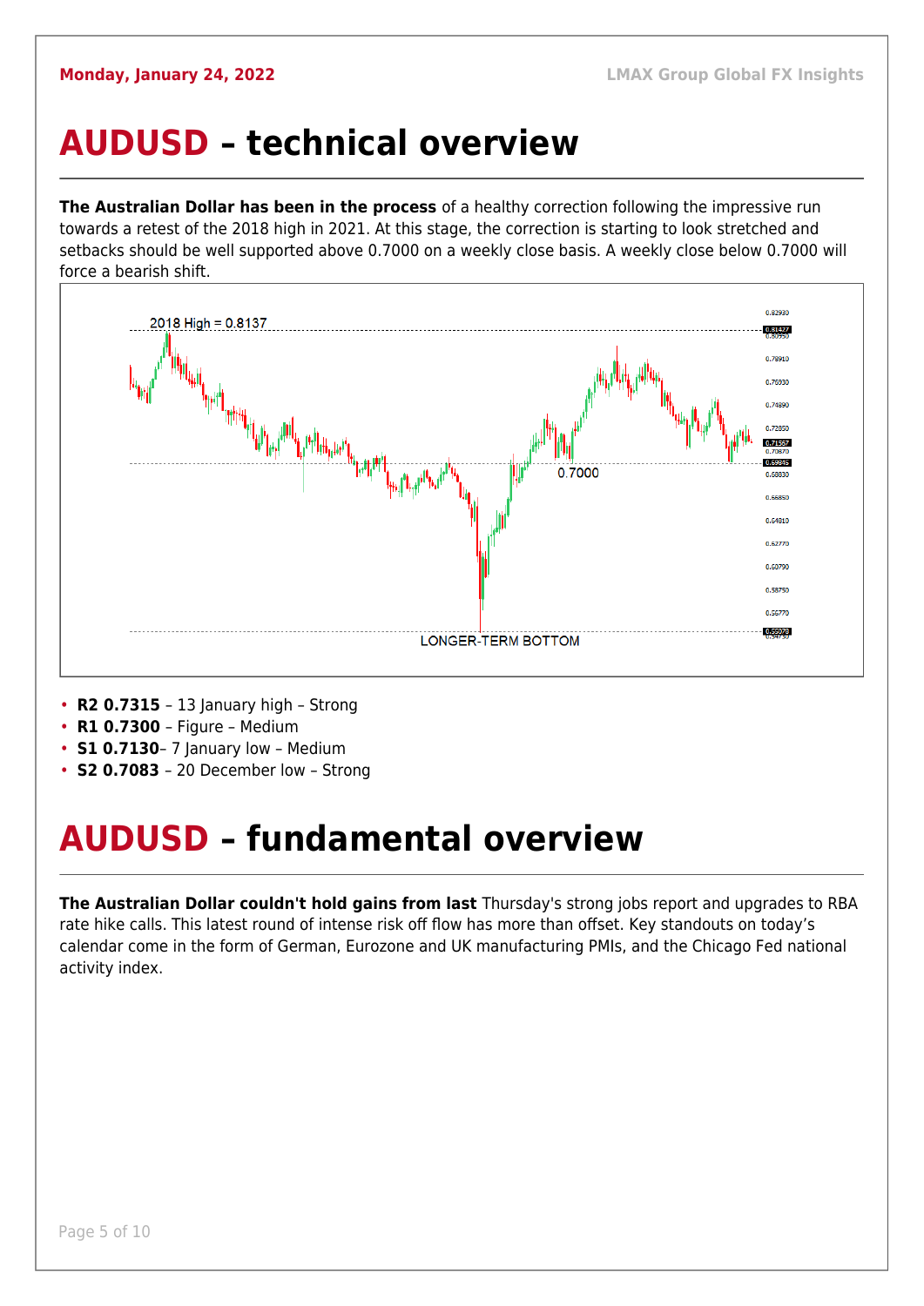# AUDUSD – technical overview

**The Australian Dollar has been in the process** of a healthy correction following the impressive run towards a retest of the 2018 high in 2021. At this stage, the correction is starting to look stretched and setbacks should be well supported above 0.7000 on a weekly close basis. A weekly close below 0.7000 will force a bearish shift.

- **R2 0.7315** – 13 January high – Strong
- **R1 0.7300** – Figure – Medium
- **S1 0.7130**– 7 January low – Medium
- **S2 0.7083** – 20 December low – Strong

# AUDUSD – fundamental overview

**The Australian Dollar couldn't hold gains from last** Thursday's strong jobs report and upgrades to RBA rate hike calls. This latest round of intense risk off flow has more than offset. Key standouts on today's calendar come in the form of German, Eurozone and UK manufacturing PMIs, and the Chicago Fed national activity index.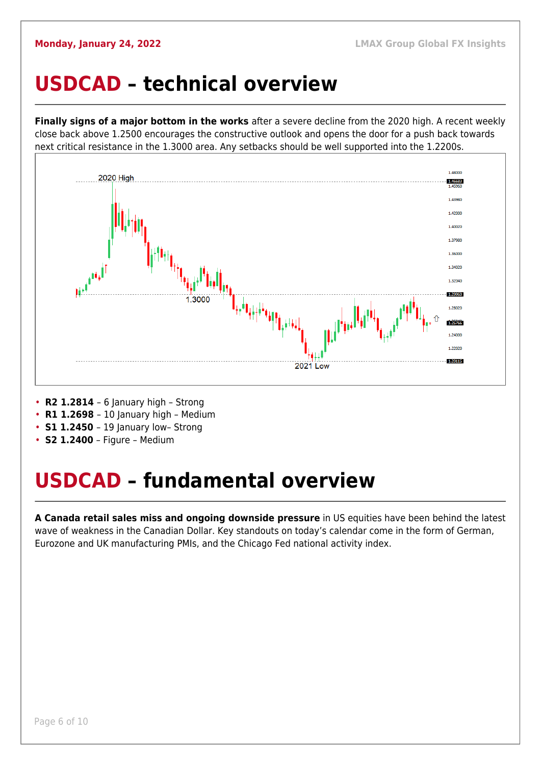# USDCAD – technical overview

**Finally signs of a major bottom in the works** after a severe decline from the 2020 high. A recent weekly close back above 1.2500 encourages the constructive outlook and opens the door for a push back towards next critical resistance in the 1.3000 area. Any setbacks should be well supported into the 1.2200s.

- **R2 1.2814** – 6 January high – Strong
- **R1 1.2698** – 10 January high – Medium
- **S1 1.2450** – 19 January low– Strong
- **S2 1.2400** – Figure – Medium

# USDCAD – fundamental overview

**A Canada retail sales miss and ongoing downside pressure** in US equities have been behind the latest wave of weakness in the Canadian Dollar. Key standouts on today's calendar come in the form of German, Eurozone and UK manufacturing PMIs, and the Chicago Fed national activity index.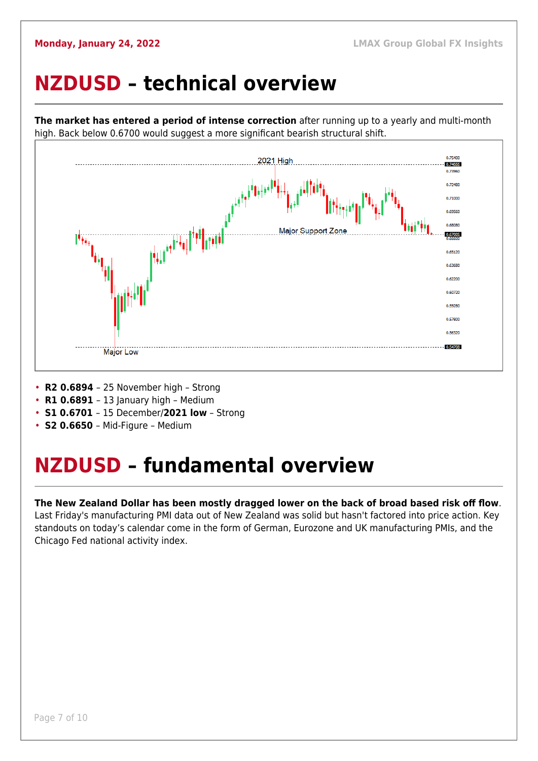# NZDUSD – technical overview

**The market has entered a period of intense correction** after running up to a yearly and multi-month high. Back below 0.6700 would suggest a more significant bearish structural shift.

- **R2 0.6894** – 25 November high – Strong
- **R1 0.6891** – 13 January high – Medium
- **S1 0.6701** – 15 December/**2021 low** – Strong
- **S2 0.6650** – Mid-Figure – Medium

# NZDUSD – fundamental overview

**The New Zealand Dollar has been mostly dragged lower on the back of broad based risk off flow**. Last Friday's manufacturing PMI data out of New Zealand was solid but hasn't factored into price action. Key standouts on today's calendar come in the form of German, Eurozone and UK manufacturing PMIs, and the Chicago Fed national activity index.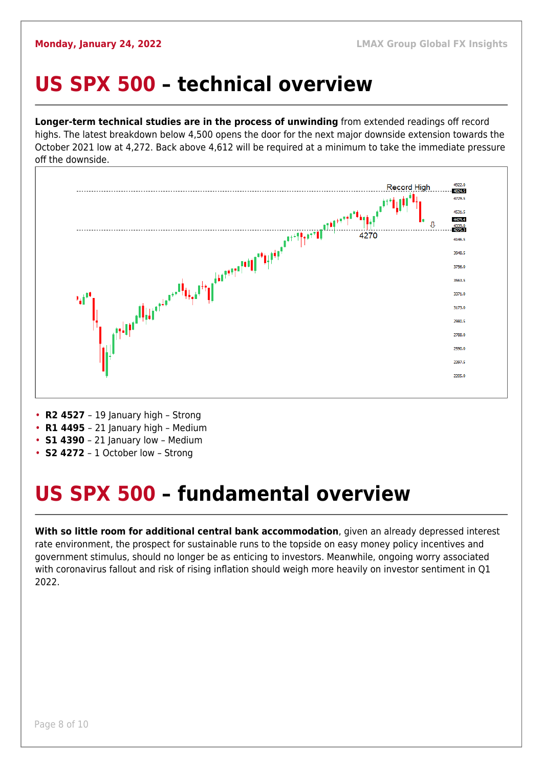# US SPX 500 – technical overview

**Longer-term technical studies are in the process of unwinding** from extended readings off record highs. The latest breakdown below 4,500 opens the door for the next major downside extension towards the October 2021 low at 4,272. Back above 4,612 will be required at a minimum to take the immediate pressure off the downside.

- **R2 4527** – 19 January high – Strong
- **R1 4495** – 21 January high – Medium
- **S1 4390** – 21 January low – Medium
- **S2 4272** – 1 October low – Strong

# US SPX 500 – fundamental overview

**With so little room for additional central bank accommodation**, given an already depressed interest rate environment, the prospect for sustainable runs to the topside on easy money policy incentives and government stimulus, should no longer be as enticing to investors. Meanwhile, ongoing worry associated with coronavirus fallout and risk of rising inflation should weigh more heavily on investor sentiment in Q1 2022.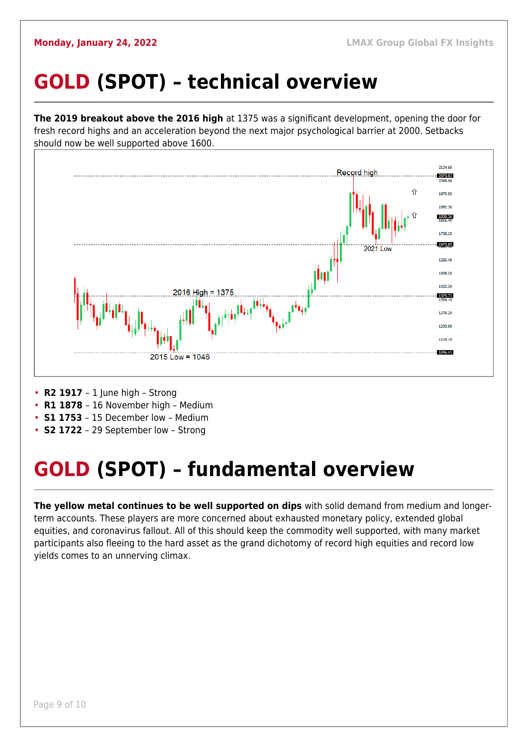# GOLD (SPOT) – technical overview

**The 2019 breakout above the 2016 high** at 1375 was a significant development, opening the door for fresh record highs and an acceleration beyond the next major psychological barrier at 2000. Setbacks should now be well supported above 1600.

- **R2 1917** – 1 June high – Strong
- **R1 1878** – 16 November high – Medium
- **S1 1753** – 15 December low – Medium
- **S2 1722** – 29 September low – Strong

# GOLD (SPOT) – fundamental overview

**The yellow metal continues to be well supported on dips** with solid demand from medium and longer-term accounts. These players are more concerned about exhausted monetary policy, extended global equities, and coronavirus fallout. All of this should keep the commodity well supported, with many market participants also fleeing to the hard asset as the grand dichotomy of record high equities and record low yields comes to an unnerving climax.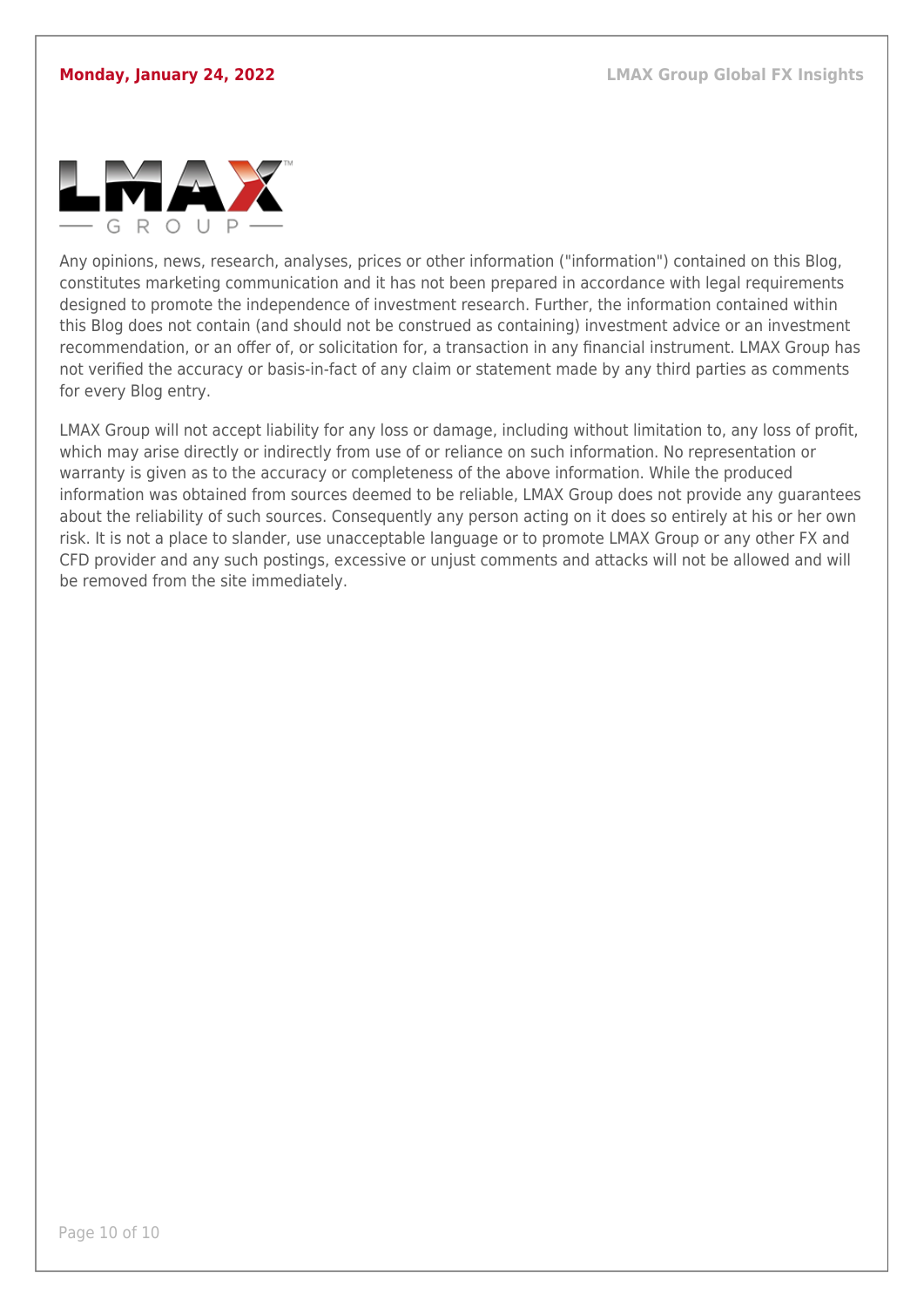Any opinions, news, research, analyses, prices or other information ("information") contained on this Blog, constitutes marketing communication and it has not been prepared in accordance with legal requirements designed to promote the independence of investment research. Further, the information contained within this Blog does not contain (and should not be construed as containing) investment advice or an investment recommendation, or an offer of, or solicitation for, a transaction in any financial instrument. LMAX Group has not verified the accuracy or basis-in-fact of any claim or statement made by any third parties as comments for every Blog entry.

LMAX Group will not accept liability for any loss or damage, including without limitation to, any loss of profit, which may arise directly or indirectly from use of or reliance on such information. No representation or warranty is given as to the accuracy or completeness of the above information. While the produced information was obtained from sources deemed to be reliable, LMAX Group does not provide any guarantees about the reliability of such sources. Consequently any person acting on it does so entirely at his or her own risk. It is not a place to slander, use unacceptable language or to promote LMAX Group or any other FX and CFD provider and any such postings, excessive or unjust comments and attacks will not be allowed and will be removed from the site immediately.